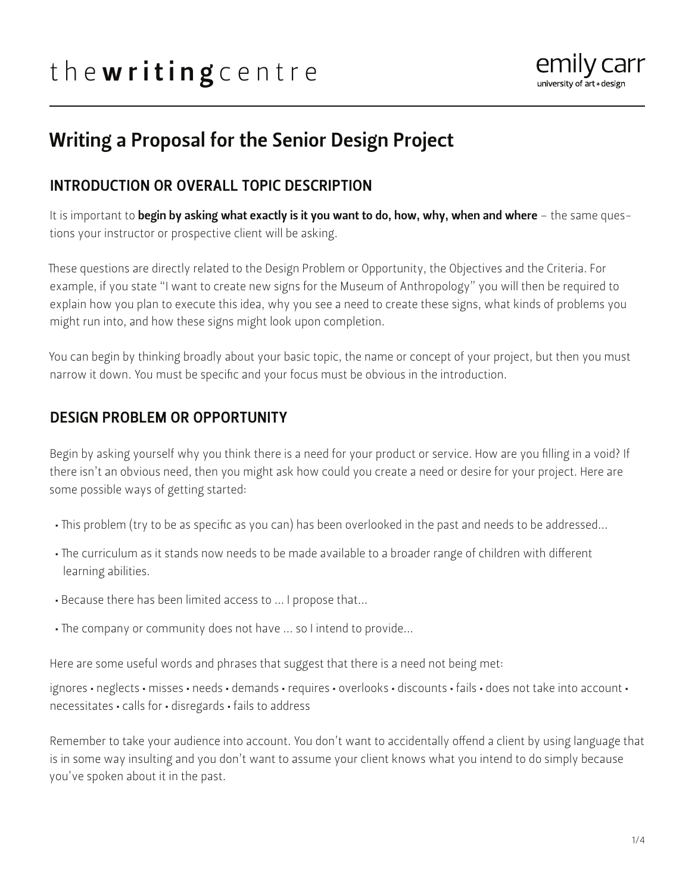# Writing a Proposal for the Senior Design Project

## INTRODUCTION OR OVERALL TOPIC DESCRIPTION

It is important to **begin by asking what exactly is it you want to do, how, why, when and where** – the same questions your instructor or prospective client will be asking.

These questions are directly related to the Design Problem or Opportunity, the Objectives and the Criteria. For example, if you state "I want to create new signs for the Museum of Anthropology" you will then be required to explain how you plan to execute this idea, why you see a need to create these signs, what kinds of problems you might run into, and how these signs might look upon completion.

You can begin by thinking broadly about your basic topic, the name or concept of your project, but then you must narrow it down. You must be specific and your focus must be obvious in the introduction.

## DESIGN PROBLEM OR OPPORTUNITY

Begin by asking yourself why you think there is a need for your product or service. How are you filling in a void? If there isn't an obvious need, then you might ask how could you create a need or desire for your project. Here are some possible ways of getting started:

- This problem (try to be as specific as you can) has been overlooked in the past and needs to be addressed...
- The curriculum as it stands now needs to be made available to a broader range of children with different learning abilities.
- Because there has been limited access to ... I propose that...
- The company or community does not have ... so I intend to provide...

Here are some useful words and phrases that suggest that there is a need not being met:

ignores • neglects • misses • needs • demands • requires • overlooks • discounts • fails • does not take into account • necessitates • calls for • disregards • fails to address

Remember to take your audience into account. You don't want to accidentally offend a client by using language that is in some way insulting and you don't want to assume your client knows what you intend to do simply because you've spoken about it in the past.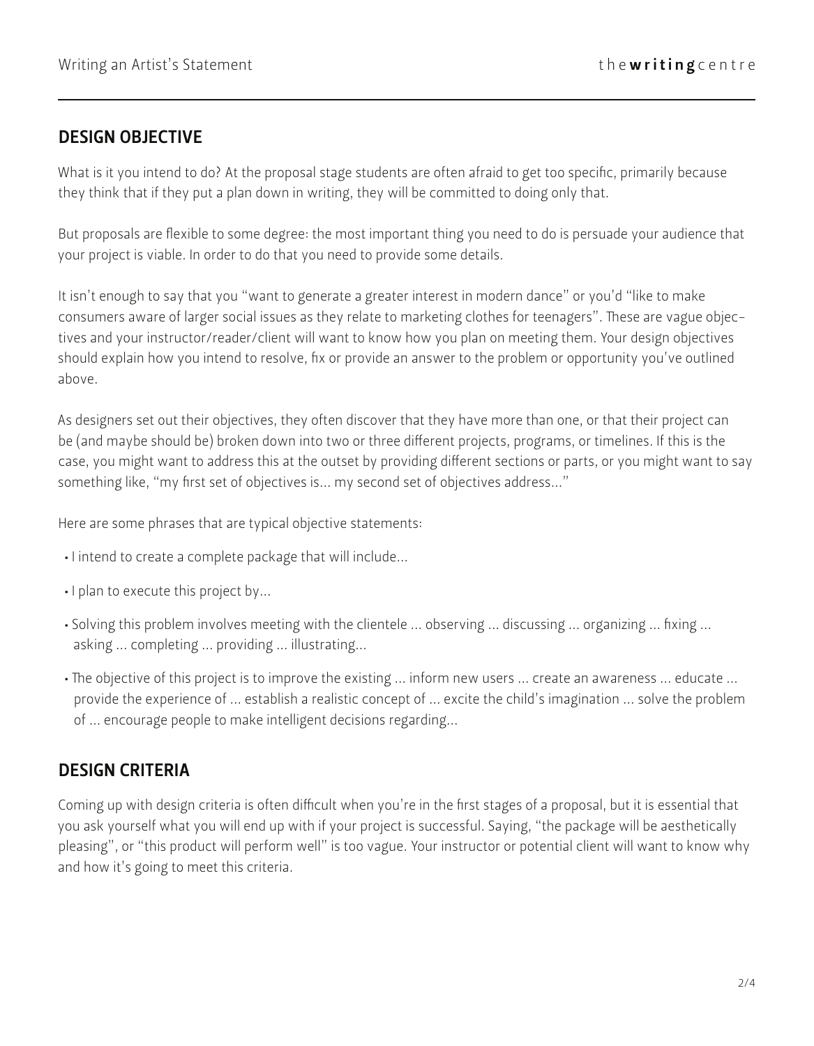## DESIGN OBJECTIVE

What is it you intend to do? At the proposal stage students are often afraid to get too specific, primarily because they think that if they put a plan down in writing, they will be committed to doing only that.

But proposals are flexible to some degree: the most important thing you need to do is persuade your audience that your project is viable. In order to do that you need to provide some details.

It isn't enough to say that you "want to generate a greater interest in modern dance" or you'd "like to make consumers aware of larger social issues as they relate to marketing clothes for teenagers". These are vague objectives and your instructor/reader/client will want to know how you plan on meeting them. Your design objectives should explain how you intend to resolve, fix or provide an answer to the problem or opportunity you've outlined above.

As designers set out their objectives, they often discover that they have more than one, or that their project can be (and maybe should be) broken down into two or three different projects, programs, or timelines. If this is the case, you might want to address this at the outset by providing different sections or parts, or you might want to say something like, "my first set of objectives is... my second set of objectives address..."

Here are some phrases that are typical objective statements:

- I intend to create a complete package that will include...
- I plan to execute this project by...
- Solving this problem involves meeting with the clientele ... observing ... discussing ... organizing ... fixing ... asking ... completing ... providing ... illustrating...
- The objective of this project is to improve the existing ... inform new users ... create an awareness ... educate ... provide the experience of ... establish a realistic concept of ... excite the child's imagination ... solve the problem of ... encourage people to make intelligent decisions regarding...

## DESIGN CRITERIA

Coming up with design criteria is often difficult when you're in the first stages of a proposal, but it is essential that you ask yourself what you will end up with if your project is successful. Saying, "the package will be aesthetically pleasing", or "this product will perform well" is too vague. Your instructor or potential client will want to know why and how it's going to meet this criteria.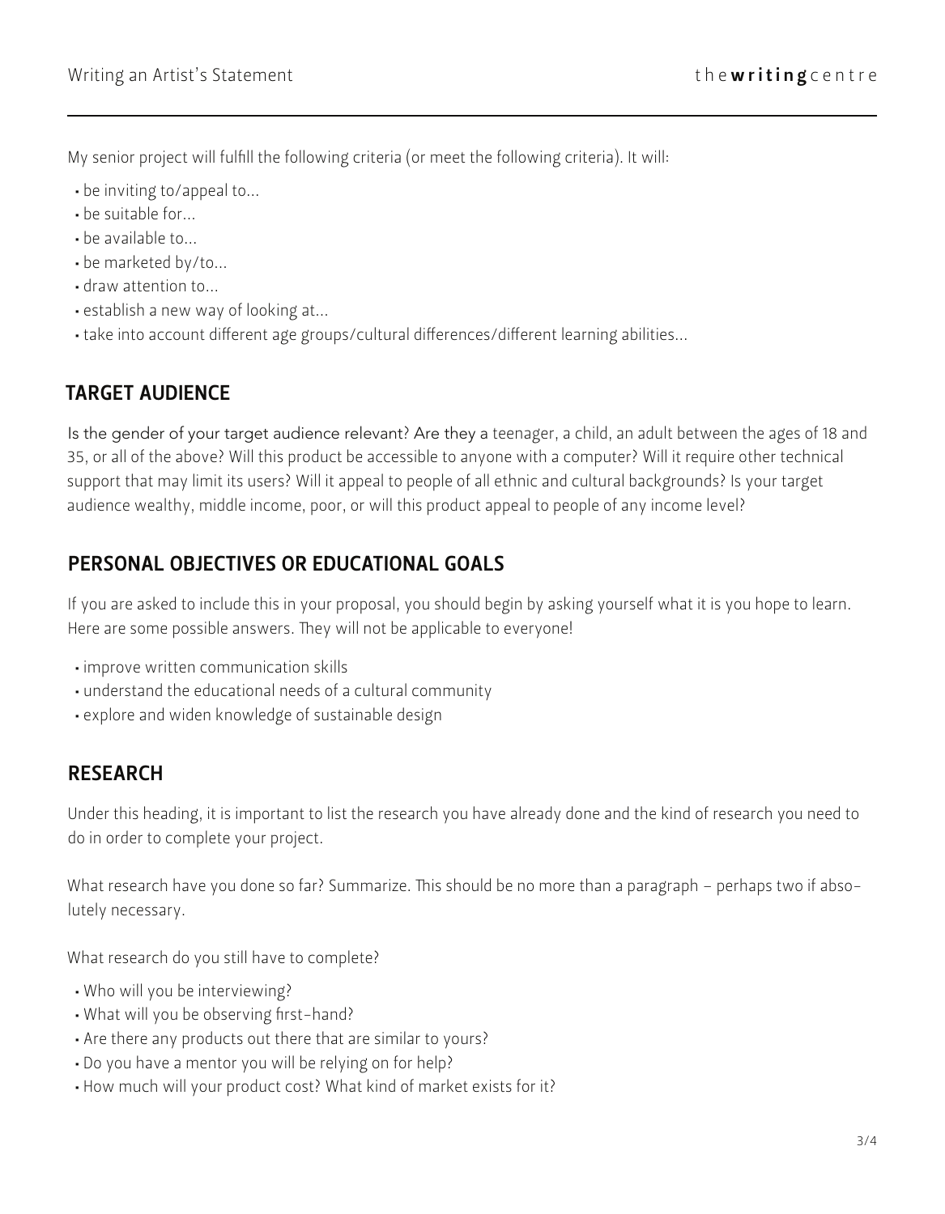My senior project will fulfill the following criteria (or meet the following criteria). It will:

- be inviting to/appeal to...
- be suitable for...
- be available to...
- be marketed by/to...
- draw attention to...
- establish a new way of looking at...
- take into account different age groups/cultural differences/different learning abilities...

## TARGET AUDIENCE

Is the gender of your target audience relevant? Are they a teenager, a child, an adult between the ages of 18 and 35, or all of the above? Will this product be accessible to anyone with a computer? Will it require other technical support that may limit its users? Will it appeal to people of all ethnic and cultural backgrounds? Is your target audience wealthy, middle income, poor, or will this product appeal to people of any income level?

## PERSONAL OBJECTIVES OR EDUCATIONAL GOALS

If you are asked to include this in your proposal, you should begin by asking yourself what it is you hope to learn. Here are some possible answers. They will not be applicable to everyone!

- improve written communication skills
- understand the educational needs of a cultural community
- explore and widen knowledge of sustainable design

## RESEARCH

Under this heading, it is important to list the research you have already done and the kind of research you need to do in order to complete your project.

What research have you done so far? Summarize. This should be no more than a paragraph – perhaps two if absolutely necessary.

What research do you still have to complete?

- Who will you be interviewing?
- What will you be observing first-hand?
- Are there any products out there that are similar to yours?
- Do you have a mentor you will be relying on for help?
- How much will your product cost? What kind of market exists for it?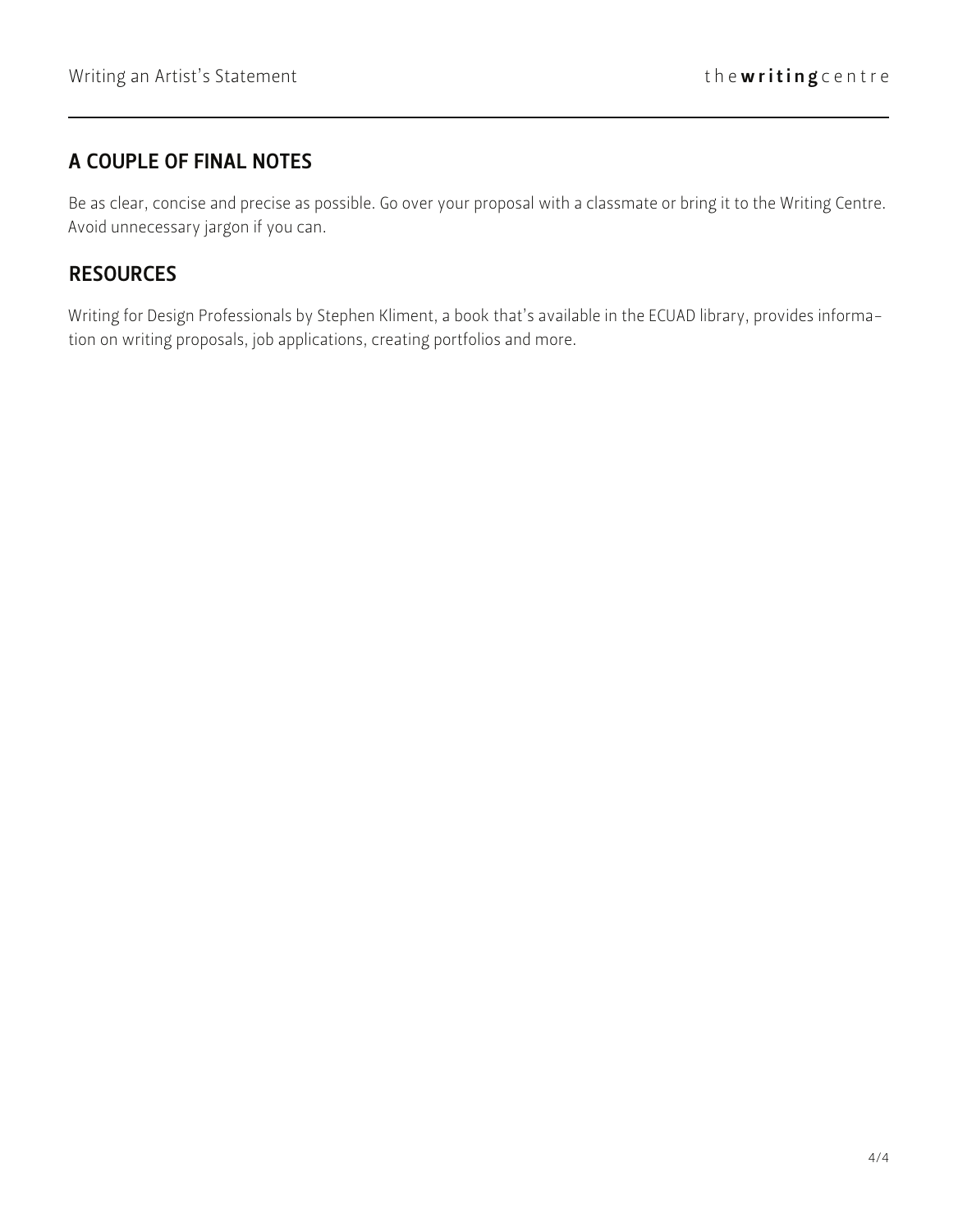## A COUPLE OF FINAL NOTES

Be as clear, concise and precise as possible. Go over your proposal with a classmate or bring it to the Writing Centre. Avoid unnecessary jargon if you can.

## RESOURCES

Writing for Design Professionals by Stephen Kliment, a book that's available in the ECUAD library, provides information on writing proposals, job applications, creating portfolios and more.